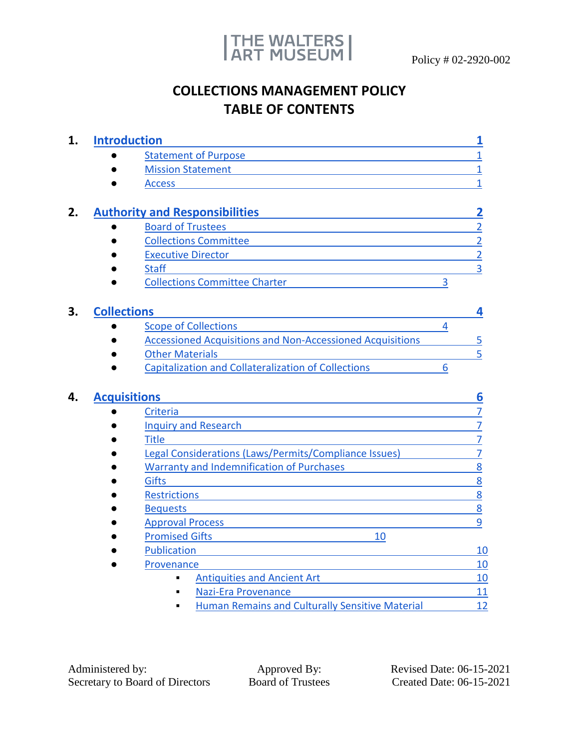THE WALTERS ART MUSEUM

Policy # 02-2920-002

# COLLECTIONS MANAGEMENT POLICY
# TABLE OF CONTENTS

1. **Introduction** 1
   - Statement of Purpose 1
   - Mission Statement 1
   - Access 1

2. **Authority and Responsibilities** 2
   - Board of Trustees 2
   - Collections Committee 2
   - Executive Director 2
   - Staff 3
   - Collections Committee Charter 3

3. **Collections** 4
   - Scope of Collections 4
   - Accessioned Acquisitions and Non-Accessioned Acquisitions 5
   - Other Materials 5
   - Capitalization and Collateralization of Collections 6

4. **Acquisitions** 6
   - Criteria 7
   - Inquiry and Research 7
   - Title 7
   - Legal Considerations (Laws/Permits/Compliance Issues) 7
   - Warranty and Indemnification of Purchases 8
   - Gifts 8
   - Restrictions 8
   - Bequests 8
   - Approval Process 9
   - Promised Gifts 10
   - Publication 10
   - Provenance 10
     - Antiquities and Ancient Art 10
     - Nazi-Era Provenance 11
     - Human Remains and Culturally Sensitive Material 12

| Administered by: | Approved By: | Revised Date: 06-15-2021 |
|---|---|---|
| Secretary to Board of Directors | Board of Trustees | Created Date: 06-15-2021 |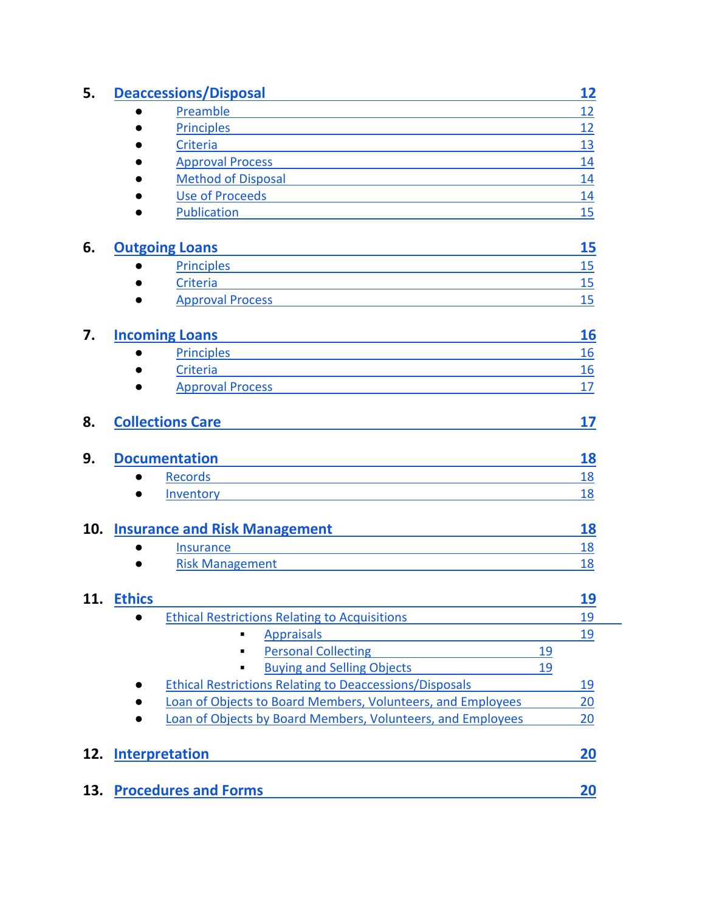5. **Deaccessions/Disposal** 12
   - Preamble 12
   - Principles 12
   - Criteria 13
   - Approval Process 14
   - Method of Disposal 14
   - Use of Proceeds 14
   - Publication 15

6. **Outgoing Loans** 15
   - Principles 15
   - Criteria 15
   - Approval Process 15

7. **Incoming Loans** 16
   - Principles 16
   - Criteria 16
   - Approval Process 17

8. **Collections Care** 17

9. **Documentation** 18
   - Records 18
   - Inventory 18

10. **Insurance and Risk Management** 18
    - Insurance 18
    - Risk Management 18

11. **Ethics** 19
    - Ethical Restrictions Relating to Acquisitions 19
      - Appraisals 19
      - Personal Collecting 19
      - Buying and Selling Objects 19
    - Ethical Restrictions Relating to Deaccessions/Disposals 19
    - Loan of Objects to Board Members, Volunteers, and Employees 20
    - Loan of Objects by Board Members, Volunteers, and Employees 20

12. **Interpretation** 20

13. **Procedures and Forms** 20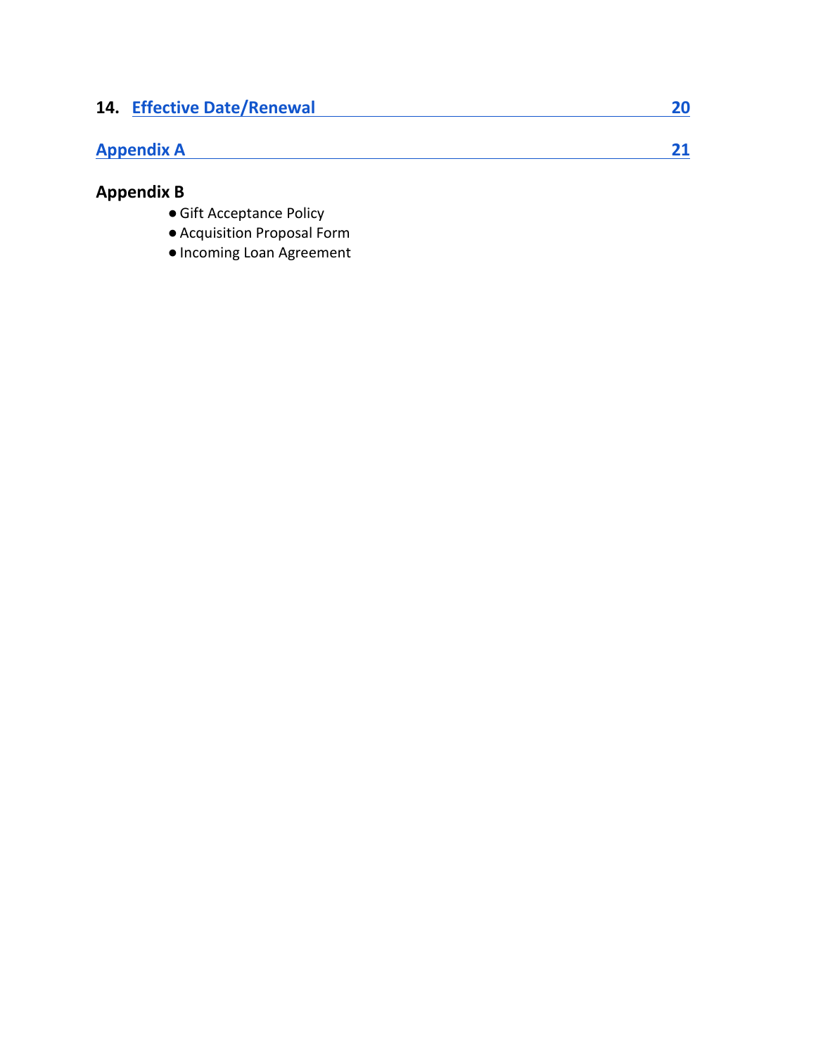**14. Effective Date/Renewal** 20

**Appendix A** 21

**Appendix B**

- Gift Acceptance Policy
- Acquisition Proposal Form
- Incoming Loan Agreement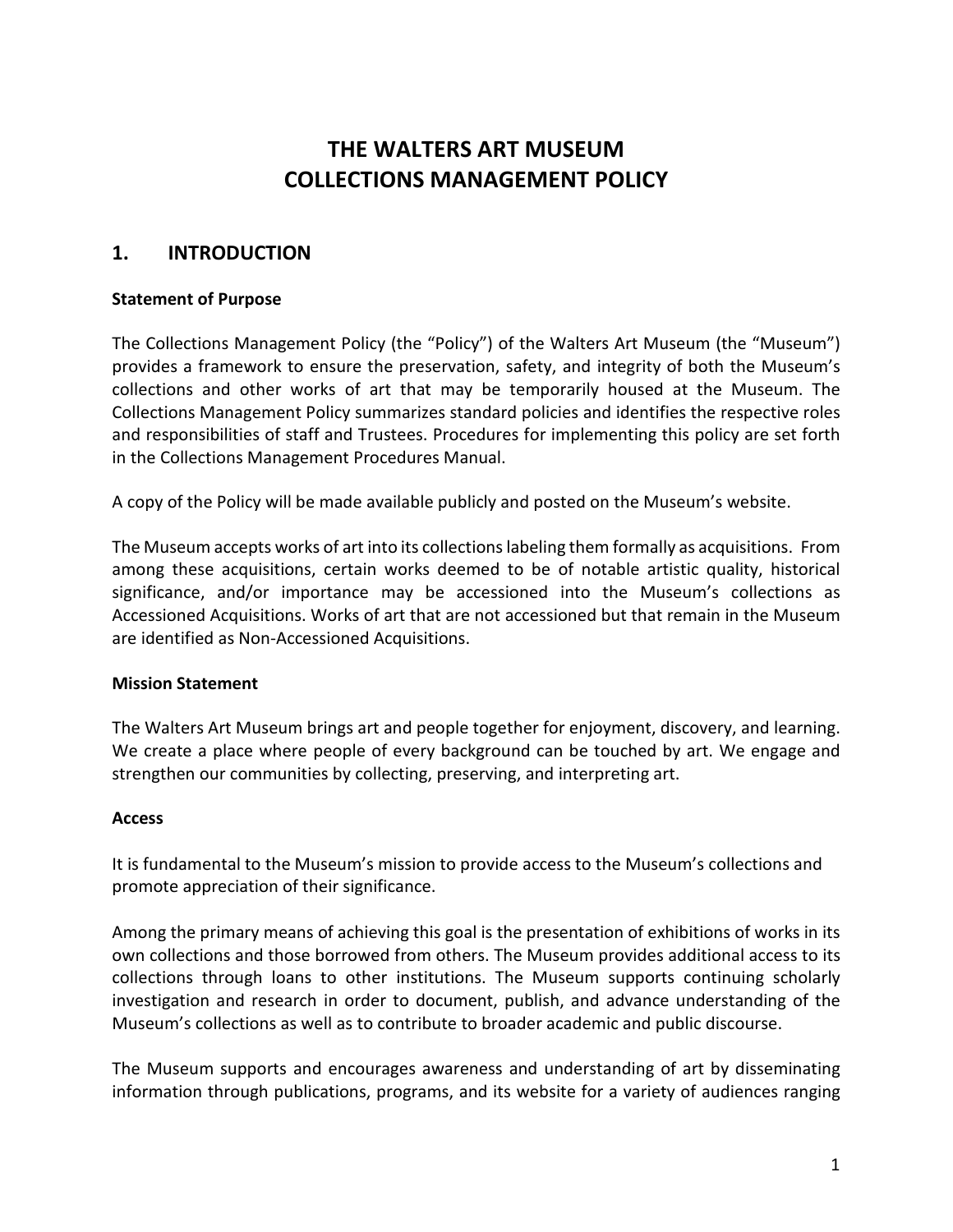# THE WALTERS ART MUSEUM
# COLLECTIONS MANAGEMENT POLICY

## 1. INTRODUCTION

**Statement of Purpose**

The Collections Management Policy (the "Policy") of the Walters Art Museum (the "Museum") provides a framework to ensure the preservation, safety, and integrity of both the Museum's collections and other works of art that may be temporarily housed at the Museum. The Collections Management Policy summarizes standard policies and identifies the respective roles and responsibilities of staff and Trustees. Procedures for implementing this policy are set forth in the Collections Management Procedures Manual.

A copy of the Policy will be made available publicly and posted on the Museum's website.

The Museum accepts works of art into its collections labeling them formally as acquisitions. From among these acquisitions, certain works deemed to be of notable artistic quality, historical significance, and/or importance may be accessioned into the Museum's collections as Accessioned Acquisitions. Works of art that are not accessioned but that remain in the Museum are identified as Non-Accessioned Acquisitions.

**Mission Statement**

The Walters Art Museum brings art and people together for enjoyment, discovery, and learning. We create a place where people of every background can be touched by art. We engage and strengthen our communities by collecting, preserving, and interpreting art.

**Access**

It is fundamental to the Museum's mission to provide access to the Museum's collections and promote appreciation of their significance.

Among the primary means of achieving this goal is the presentation of exhibitions of works in its own collections and those borrowed from others. The Museum provides additional access to its collections through loans to other institutions. The Museum supports continuing scholarly investigation and research in order to document, publish, and advance understanding of the Museum's collections as well as to contribute to broader academic and public discourse.

The Museum supports and encourages awareness and understanding of art by disseminating information through publications, programs, and its website for a variety of audiences ranging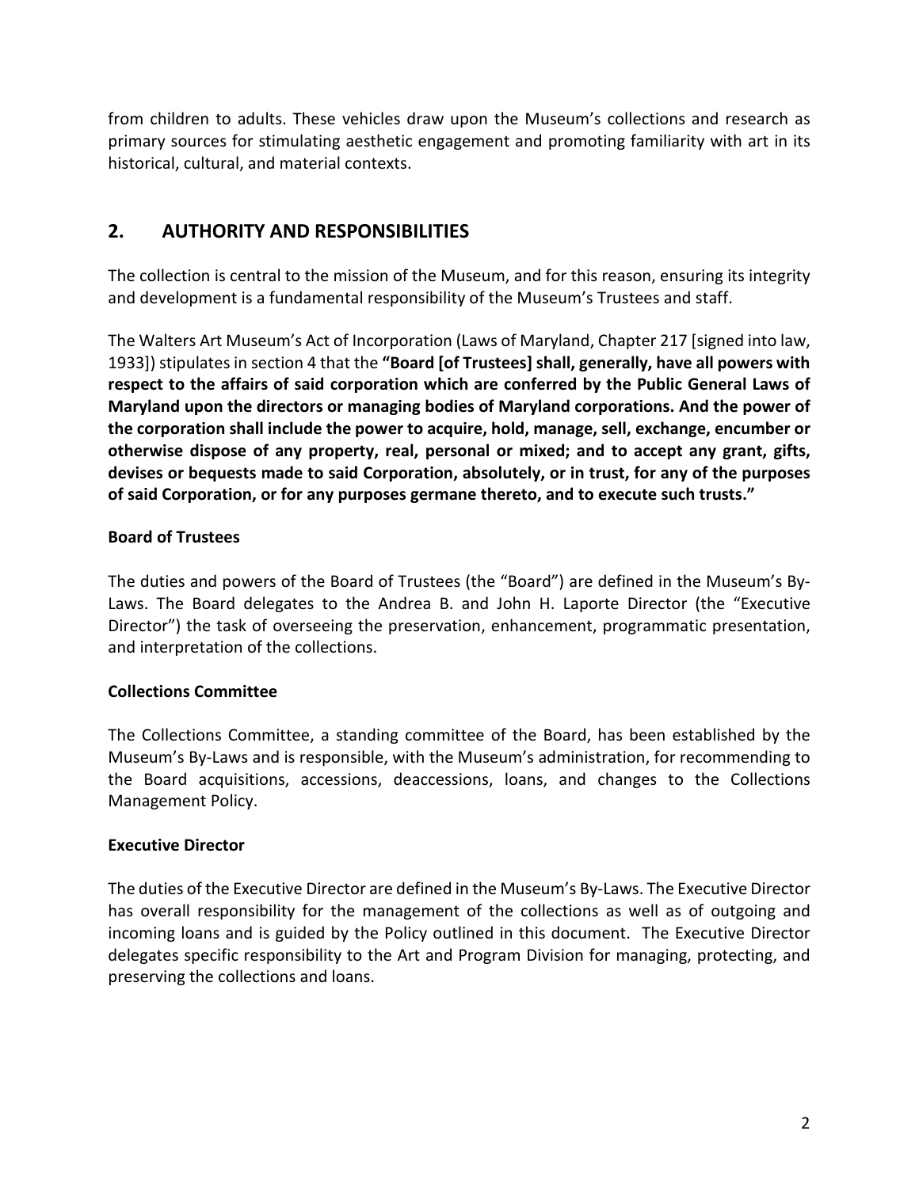from children to adults. These vehicles draw upon the Museum's collections and research as primary sources for stimulating aesthetic engagement and promoting familiarity with art in its historical, cultural, and material contexts.

## 2. AUTHORITY AND RESPONSIBILITIES

The collection is central to the mission of the Museum, and for this reason, ensuring its integrity and development is a fundamental responsibility of the Museum's Trustees and staff.

The Walters Art Museum's Act of Incorporation (Laws of Maryland, Chapter 217 [signed into law, 1933]) stipulates in section 4 that the **"Board [of Trustees] shall, generally, have all powers with respect to the affairs of said corporation which are conferred by the Public General Laws of Maryland upon the directors or managing bodies of Maryland corporations. And the power of the corporation shall include the power to acquire, hold, manage, sell, exchange, encumber or otherwise dispose of any property, real, personal or mixed; and to accept any grant, gifts, devises or bequests made to said Corporation, absolutely, or in trust, for any of the purposes of said Corporation, or for any purposes germane thereto, and to execute such trusts."**

### Board of Trustees

The duties and powers of the Board of Trustees (the "Board") are defined in the Museum's By-Laws. The Board delegates to the Andrea B. and John H. Laporte Director (the "Executive Director") the task of overseeing the preservation, enhancement, programmatic presentation, and interpretation of the collections.

### Collections Committee

The Collections Committee, a standing committee of the Board, has been established by the Museum's By-Laws and is responsible, with the Museum's administration, for recommending to the Board acquisitions, accessions, deaccessions, loans, and changes to the Collections Management Policy.

### Executive Director

The duties of the Executive Director are defined in the Museum's By-Laws. The Executive Director has overall responsibility for the management of the collections as well as of outgoing and incoming loans and is guided by the Policy outlined in this document. The Executive Director delegates specific responsibility to the Art and Program Division for managing, protecting, and preserving the collections and loans.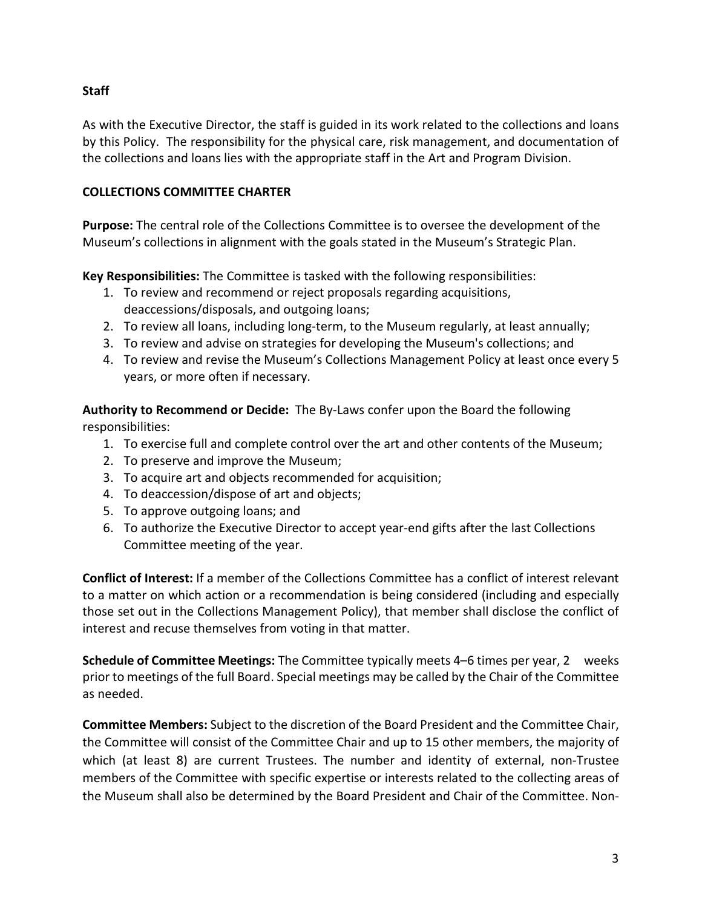**Staff**

As with the Executive Director, the staff is guided in its work related to the collections and loans by this Policy. The responsibility for the physical care, risk management, and documentation of the collections and loans lies with the appropriate staff in the Art and Program Division.

**COLLECTIONS COMMITTEE CHARTER**

**Purpose:** The central role of the Collections Committee is to oversee the development of the Museum's collections in alignment with the goals stated in the Museum's Strategic Plan.

**Key Responsibilities:** The Committee is tasked with the following responsibilities:

1. To review and recommend or reject proposals regarding acquisitions, deaccessions/disposals, and outgoing loans;
2. To review all loans, including long-term, to the Museum regularly, at least annually;
3. To review and advise on strategies for developing the Museum's collections; and
4. To review and revise the Museum's Collections Management Policy at least once every 5 years, or more often if necessary.

**Authority to Recommend or Decide:** The By-Laws confer upon the Board the following responsibilities:

1. To exercise full and complete control over the art and other contents of the Museum;
2. To preserve and improve the Museum;
3. To acquire art and objects recommended for acquisition;
4. To deaccession/dispose of art and objects;
5. To approve outgoing loans; and
6. To authorize the Executive Director to accept year-end gifts after the last Collections Committee meeting of the year.

**Conflict of Interest:** If a member of the Collections Committee has a conflict of interest relevant to a matter on which action or a recommendation is being considered (including and especially those set out in the Collections Management Policy), that member shall disclose the conflict of interest and recuse themselves from voting in that matter.

**Schedule of Committee Meetings:** The Committee typically meets 4–6 times per year, 2 weeks prior to meetings of the full Board. Special meetings may be called by the Chair of the Committee as needed.

**Committee Members:** Subject to the discretion of the Board President and the Committee Chair, the Committee will consist of the Committee Chair and up to 15 other members, the majority of which (at least 8) are current Trustees. The number and identity of external, non-Trustee members of the Committee with specific expertise or interests related to the collecting areas of the Museum shall also be determined by the Board President and Chair of the Committee. Non-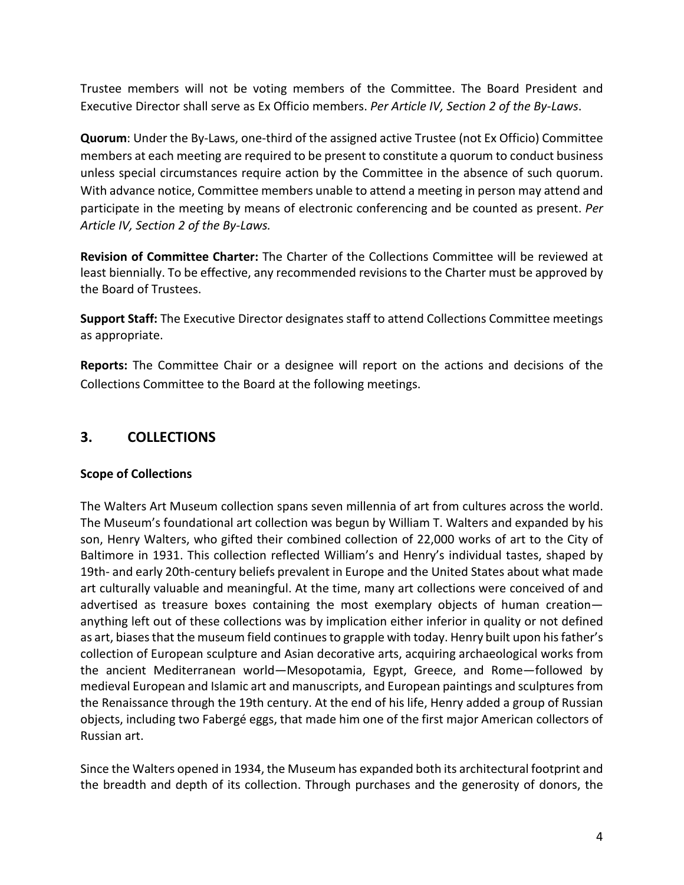Trustee members will not be voting members of the Committee. The Board President and Executive Director shall serve as Ex Officio members. *Per Article IV, Section 2 of the By-Laws*.

**Quorum**: Under the By-Laws, one-third of the assigned active Trustee (not Ex Officio) Committee members at each meeting are required to be present to constitute a quorum to conduct business unless special circumstances require action by the Committee in the absence of such quorum. With advance notice, Committee members unable to attend a meeting in person may attend and participate in the meeting by means of electronic conferencing and be counted as present. *Per Article IV, Section 2 of the By-Laws.*

**Revision of Committee Charter:** The Charter of the Collections Committee will be reviewed at least biennially. To be effective, any recommended revisions to the Charter must be approved by the Board of Trustees.

**Support Staff:** The Executive Director designates staff to attend Collections Committee meetings as appropriate.

**Reports:** The Committee Chair or a designee will report on the actions and decisions of the Collections Committee to the Board at the following meetings.

## 3. COLLECTIONS

### Scope of Collections

The Walters Art Museum collection spans seven millennia of art from cultures across the world. The Museum's foundational art collection was begun by William T. Walters and expanded by his son, Henry Walters, who gifted their combined collection of 22,000 works of art to the City of Baltimore in 1931. This collection reflected William's and Henry's individual tastes, shaped by 19th- and early 20th-century beliefs prevalent in Europe and the United States about what made art culturally valuable and meaningful. At the time, many art collections were conceived of and advertised as treasure boxes containing the most exemplary objects of human creation—anything left out of these collections was by implication either inferior in quality or not defined as art, biases that the museum field continues to grapple with today. Henry built upon his father's collection of European sculpture and Asian decorative arts, acquiring archaeological works from the ancient Mediterranean world—Mesopotamia, Egypt, Greece, and Rome—followed by medieval European and Islamic art and manuscripts, and European paintings and sculptures from the Renaissance through the 19th century. At the end of his life, Henry added a group of Russian objects, including two Fabergé eggs, that made him one of the first major American collectors of Russian art.

Since the Walters opened in 1934, the Museum has expanded both its architectural footprint and the breadth and depth of its collection. Through purchases and the generosity of donors, the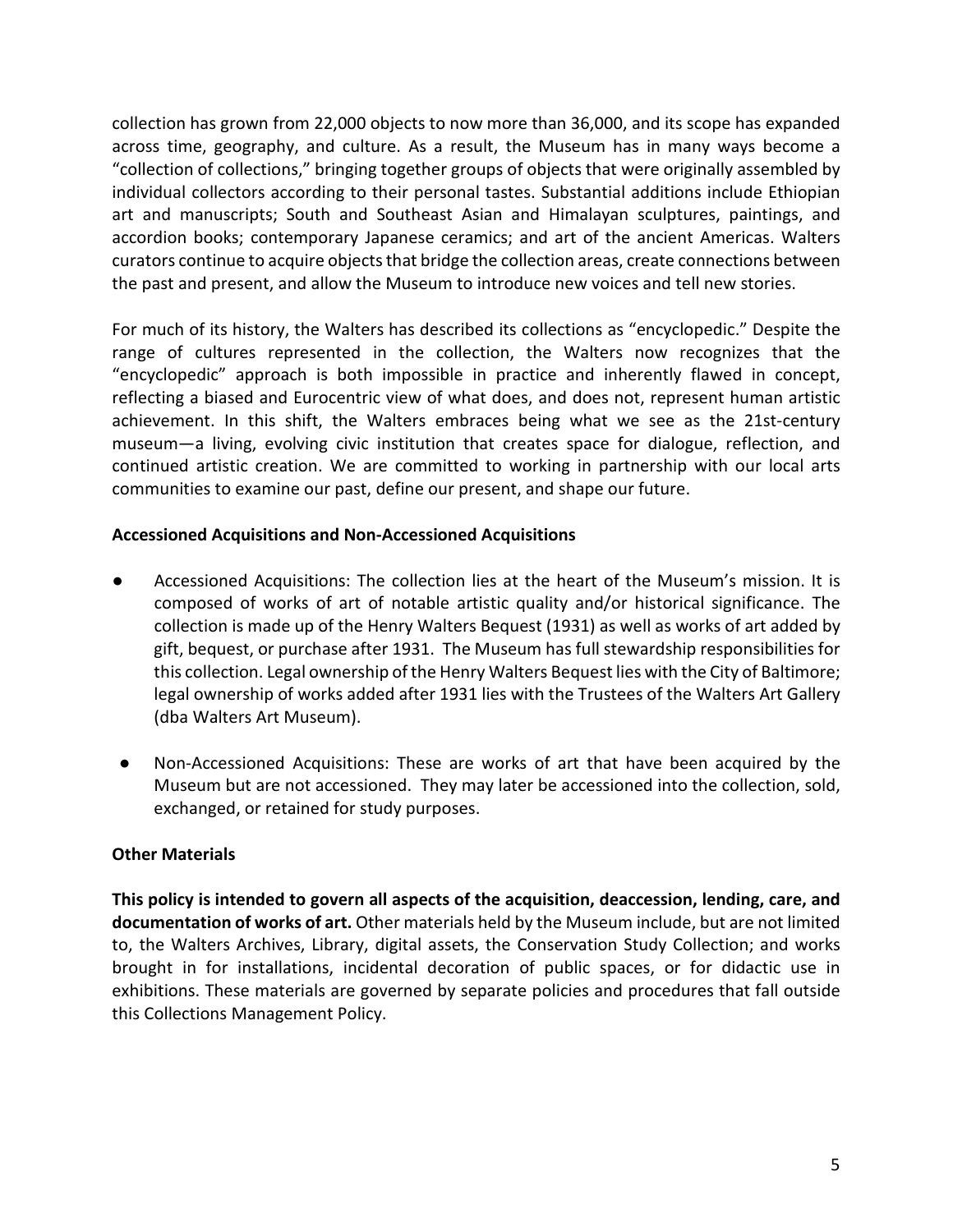collection has grown from 22,000 objects to now more than 36,000, and its scope has expanded across time, geography, and culture. As a result, the Museum has in many ways become a "collection of collections," bringing together groups of objects that were originally assembled by individual collectors according to their personal tastes. Substantial additions include Ethiopian art and manuscripts; South and Southeast Asian and Himalayan sculptures, paintings, and accordion books; contemporary Japanese ceramics; and art of the ancient Americas. Walters curators continue to acquire objects that bridge the collection areas, create connections between the past and present, and allow the Museum to introduce new voices and tell new stories.

For much of its history, the Walters has described its collections as "encyclopedic." Despite the range of cultures represented in the collection, the Walters now recognizes that the "encyclopedic" approach is both impossible in practice and inherently flawed in concept, reflecting a biased and Eurocentric view of what does, and does not, represent human artistic achievement. In this shift, the Walters embraces being what we see as the 21st-century museum—a living, evolving civic institution that creates space for dialogue, reflection, and continued artistic creation. We are committed to working in partnership with our local arts communities to examine our past, define our present, and shape our future.

**Accessioned Acquisitions and Non-Accessioned Acquisitions**

- Accessioned Acquisitions: The collection lies at the heart of the Museum's mission. It is composed of works of art of notable artistic quality and/or historical significance. The collection is made up of the Henry Walters Bequest (1931) as well as works of art added by gift, bequest, or purchase after 1931. The Museum has full stewardship responsibilities for this collection. Legal ownership of the Henry Walters Bequest lies with the City of Baltimore; legal ownership of works added after 1931 lies with the Trustees of the Walters Art Gallery (dba Walters Art Museum).
- Non-Accessioned Acquisitions: These are works of art that have been acquired by the Museum but are not accessioned. They may later be accessioned into the collection, sold, exchanged, or retained for study purposes.

**Other Materials**

**This policy is intended to govern all aspects of the acquisition, deaccession, lending, care, and documentation of works of art.** Other materials held by the Museum include, but are not limited to, the Walters Archives, Library, digital assets, the Conservation Study Collection; and works brought in for installations, incidental decoration of public spaces, or for didactic use in exhibitions. These materials are governed by separate policies and procedures that fall outside this Collections Management Policy.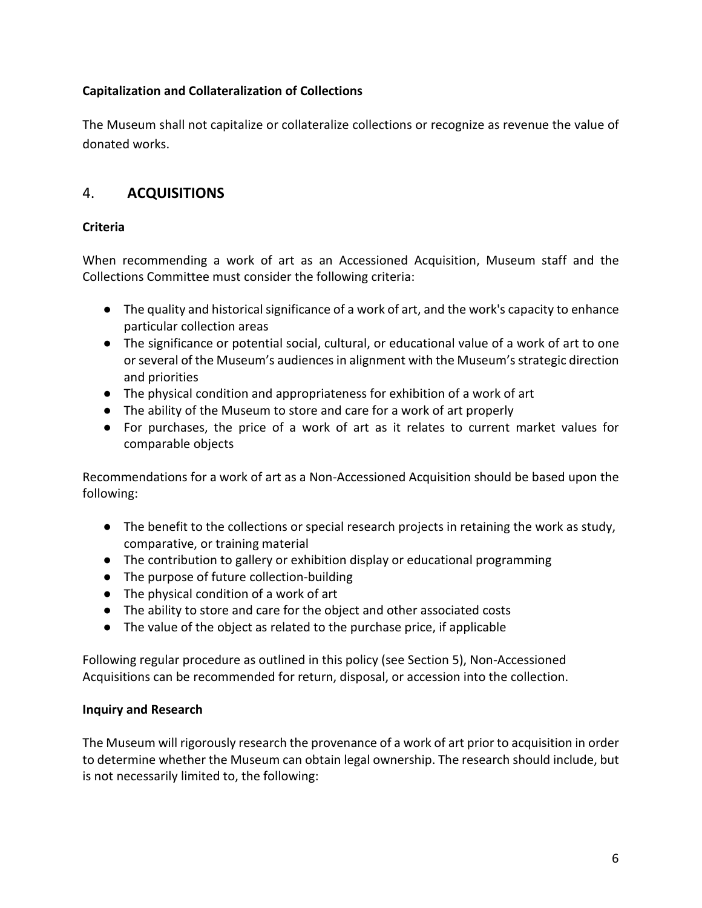**Capitalization and Collateralization of Collections**

The Museum shall not capitalize or collateralize collections or recognize as revenue the value of donated works.

## 4. ACQUISITIONS

**Criteria**

When recommending a work of art as an Accessioned Acquisition, Museum staff and the Collections Committee must consider the following criteria:

- The quality and historical significance of a work of art, and the work's capacity to enhance particular collection areas
- The significance or potential social, cultural, or educational value of a work of art to one or several of the Museum's audiences in alignment with the Museum's strategic direction and priorities
- The physical condition and appropriateness for exhibition of a work of art
- The ability of the Museum to store and care for a work of art properly
- For purchases, the price of a work of art as it relates to current market values for comparable objects

Recommendations for a work of art as a Non-Accessioned Acquisition should be based upon the following:

- The benefit to the collections or special research projects in retaining the work as study, comparative, or training material
- The contribution to gallery or exhibition display or educational programming
- The purpose of future collection-building
- The physical condition of a work of art
- The ability to store and care for the object and other associated costs
- The value of the object as related to the purchase price, if applicable

Following regular procedure as outlined in this policy (see Section 5), Non-Accessioned Acquisitions can be recommended for return, disposal, or accession into the collection.

**Inquiry and Research**

The Museum will rigorously research the provenance of a work of art prior to acquisition in order to determine whether the Museum can obtain legal ownership. The research should include, but is not necessarily limited to, the following: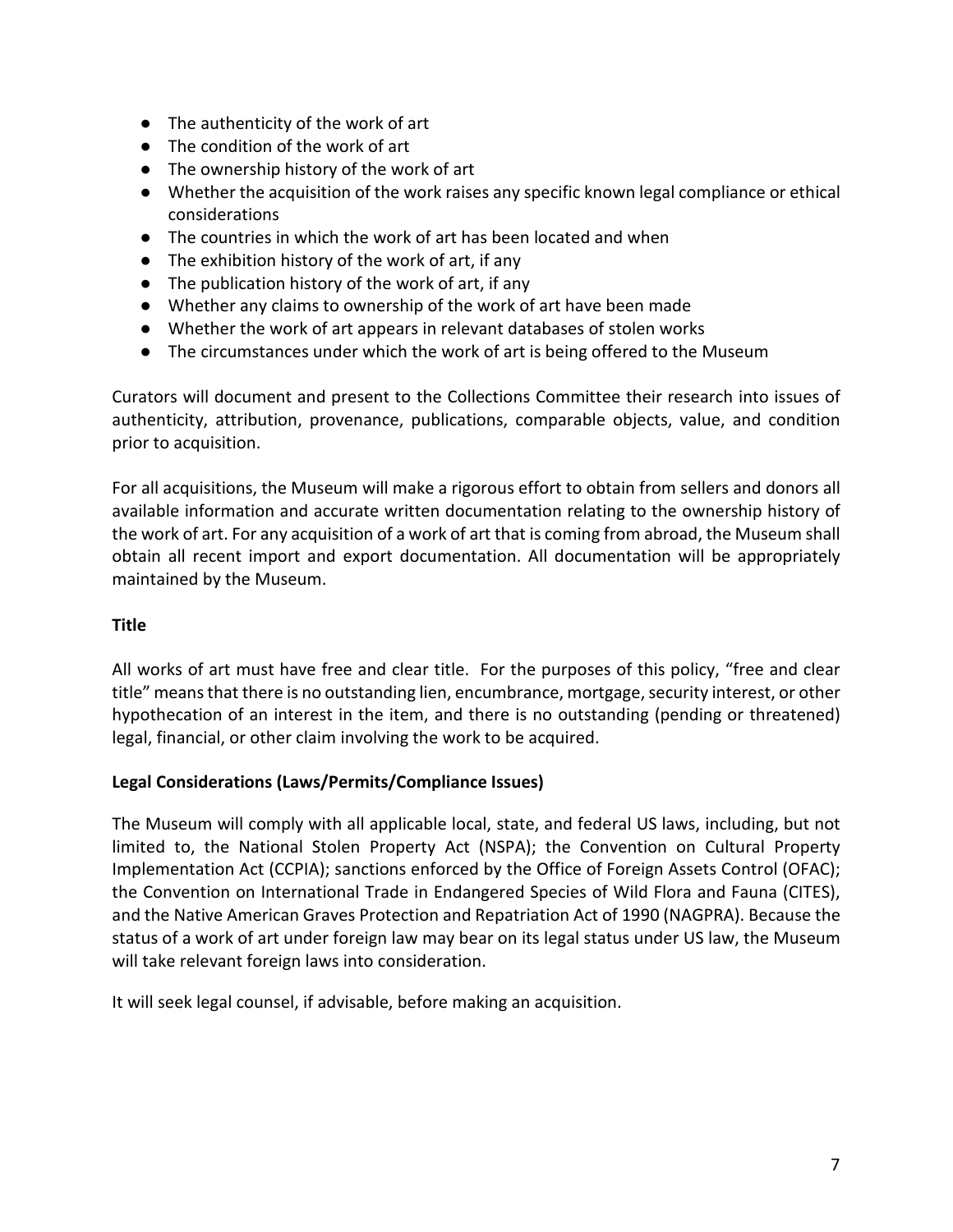- The authenticity of the work of art
- The condition of the work of art
- The ownership history of the work of art
- Whether the acquisition of the work raises any specific known legal compliance or ethical considerations
- The countries in which the work of art has been located and when
- The exhibition history of the work of art, if any
- The publication history of the work of art, if any
- Whether any claims to ownership of the work of art have been made
- Whether the work of art appears in relevant databases of stolen works
- The circumstances under which the work of art is being offered to the Museum

Curators will document and present to the Collections Committee their research into issues of authenticity, attribution, provenance, publications, comparable objects, value, and condition prior to acquisition.

For all acquisitions, the Museum will make a rigorous effort to obtain from sellers and donors all available information and accurate written documentation relating to the ownership history of the work of art. For any acquisition of a work of art that is coming from abroad, the Museum shall obtain all recent import and export documentation. All documentation will be appropriately maintained by the Museum.

**Title**

All works of art must have free and clear title. For the purposes of this policy, "free and clear title" means that there is no outstanding lien, encumbrance, mortgage, security interest, or other hypothecation of an interest in the item, and there is no outstanding (pending or threatened) legal, financial, or other claim involving the work to be acquired.

**Legal Considerations (Laws/Permits/Compliance Issues)**

The Museum will comply with all applicable local, state, and federal US laws, including, but not limited to, the National Stolen Property Act (NSPA); the Convention on Cultural Property Implementation Act (CCPIA); sanctions enforced by the Office of Foreign Assets Control (OFAC); the Convention on International Trade in Endangered Species of Wild Flora and Fauna (CITES), and the Native American Graves Protection and Repatriation Act of 1990 (NAGPRA). Because the status of a work of art under foreign law may bear on its legal status under US law, the Museum will take relevant foreign laws into consideration.

It will seek legal counsel, if advisable, before making an acquisition.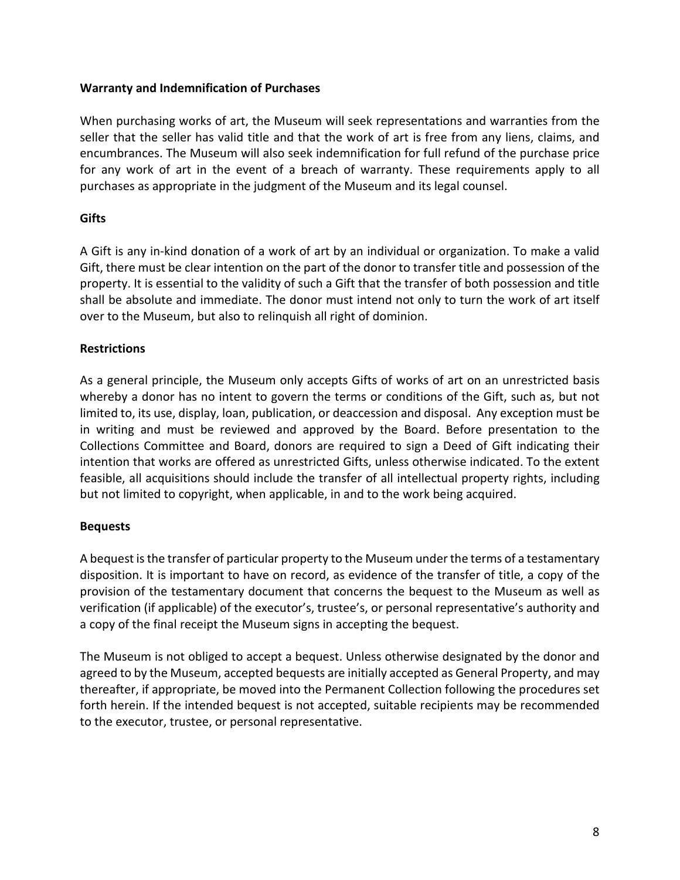**Warranty and Indemnification of Purchases**

When purchasing works of art, the Museum will seek representations and warranties from the seller that the seller has valid title and that the work of art is free from any liens, claims, and encumbrances. The Museum will also seek indemnification for full refund of the purchase price for any work of art in the event of a breach of warranty. These requirements apply to all purchases as appropriate in the judgment of the Museum and its legal counsel.

**Gifts**

A Gift is any in-kind donation of a work of art by an individual or organization. To make a valid Gift, there must be clear intention on the part of the donor to transfer title and possession of the property. It is essential to the validity of such a Gift that the transfer of both possession and title shall be absolute and immediate. The donor must intend not only to turn the work of art itself over to the Museum, but also to relinquish all right of dominion.

**Restrictions**

As a general principle, the Museum only accepts Gifts of works of art on an unrestricted basis whereby a donor has no intent to govern the terms or conditions of the Gift, such as, but not limited to, its use, display, loan, publication, or deaccession and disposal. Any exception must be in writing and must be reviewed and approved by the Board. Before presentation to the Collections Committee and Board, donors are required to sign a Deed of Gift indicating their intention that works are offered as unrestricted Gifts, unless otherwise indicated. To the extent feasible, all acquisitions should include the transfer of all intellectual property rights, including but not limited to copyright, when applicable, in and to the work being acquired.

**Bequests**

A bequest is the transfer of particular property to the Museum under the terms of a testamentary disposition. It is important to have on record, as evidence of the transfer of title, a copy of the provision of the testamentary document that concerns the bequest to the Museum as well as verification (if applicable) of the executor's, trustee's, or personal representative's authority and a copy of the final receipt the Museum signs in accepting the bequest.

The Museum is not obliged to accept a bequest. Unless otherwise designated by the donor and agreed to by the Museum, accepted bequests are initially accepted as General Property, and may thereafter, if appropriate, be moved into the Permanent Collection following the procedures set forth herein. If the intended bequest is not accepted, suitable recipients may be recommended to the executor, trustee, or personal representative.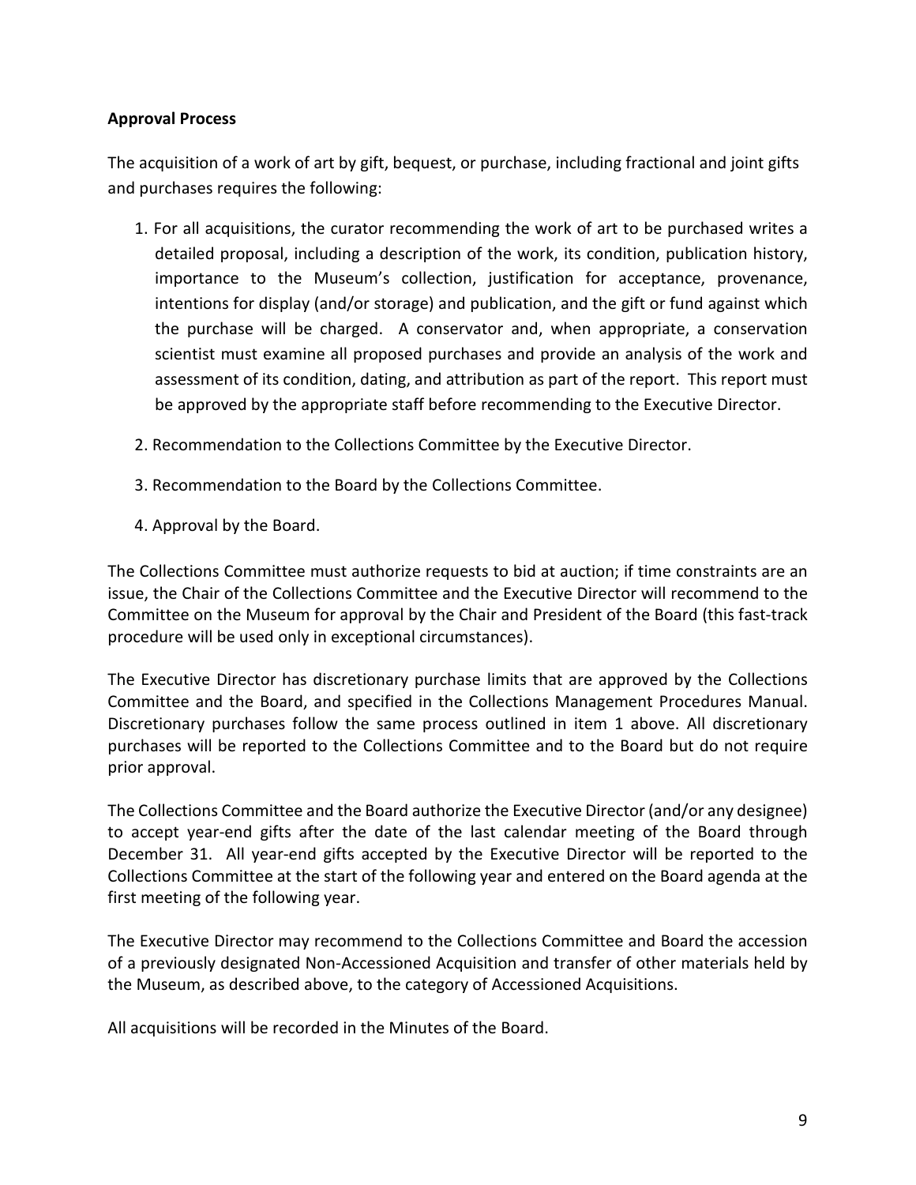**Approval Process**

The acquisition of a work of art by gift, bequest, or purchase, including fractional and joint gifts and purchases requires the following:

1. For all acquisitions, the curator recommending the work of art to be purchased writes a detailed proposal, including a description of the work, its condition, publication history, importance to the Museum's collection, justification for acceptance, provenance, intentions for display (and/or storage) and publication, and the gift or fund against which the purchase will be charged. A conservator and, when appropriate, a conservation scientist must examine all proposed purchases and provide an analysis of the work and assessment of its condition, dating, and attribution as part of the report. This report must be approved by the appropriate staff before recommending to the Executive Director.

2. Recommendation to the Collections Committee by the Executive Director.

3. Recommendation to the Board by the Collections Committee.

4. Approval by the Board.

The Collections Committee must authorize requests to bid at auction; if time constraints are an issue, the Chair of the Collections Committee and the Executive Director will recommend to the Committee on the Museum for approval by the Chair and President of the Board (this fast-track procedure will be used only in exceptional circumstances).

The Executive Director has discretionary purchase limits that are approved by the Collections Committee and the Board, and specified in the Collections Management Procedures Manual. Discretionary purchases follow the same process outlined in item 1 above. All discretionary purchases will be reported to the Collections Committee and to the Board but do not require prior approval.

The Collections Committee and the Board authorize the Executive Director (and/or any designee) to accept year-end gifts after the date of the last calendar meeting of the Board through December 31. All year-end gifts accepted by the Executive Director will be reported to the Collections Committee at the start of the following year and entered on the Board agenda at the first meeting of the following year.

The Executive Director may recommend to the Collections Committee and Board the accession of a previously designated Non-Accessioned Acquisition and transfer of other materials held by the Museum, as described above, to the category of Accessioned Acquisitions.

All acquisitions will be recorded in the Minutes of the Board.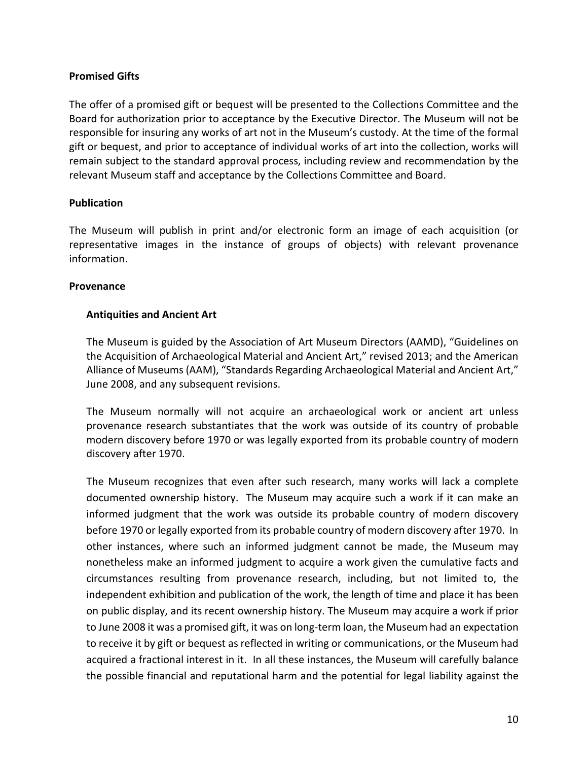**Promised Gifts**

The offer of a promised gift or bequest will be presented to the Collections Committee and the Board for authorization prior to acceptance by the Executive Director. The Museum will not be responsible for insuring any works of art not in the Museum's custody. At the time of the formal gift or bequest, and prior to acceptance of individual works of art into the collection, works will remain subject to the standard approval process, including review and recommendation by the relevant Museum staff and acceptance by the Collections Committee and Board.

**Publication**

The Museum will publish in print and/or electronic form an image of each acquisition (or representative images in the instance of groups of objects) with relevant provenance information.

**Provenance**

**Antiquities and Ancient Art**

The Museum is guided by the Association of Art Museum Directors (AAMD), "Guidelines on the Acquisition of Archaeological Material and Ancient Art," revised 2013; and the American Alliance of Museums (AAM), "Standards Regarding Archaeological Material and Ancient Art," June 2008, and any subsequent revisions.

The Museum normally will not acquire an archaeological work or ancient art unless provenance research substantiates that the work was outside of its country of probable modern discovery before 1970 or was legally exported from its probable country of modern discovery after 1970.

The Museum recognizes that even after such research, many works will lack a complete documented ownership history. The Museum may acquire such a work if it can make an informed judgment that the work was outside its probable country of modern discovery before 1970 or legally exported from its probable country of modern discovery after 1970. In other instances, where such an informed judgment cannot be made, the Museum may nonetheless make an informed judgment to acquire a work given the cumulative facts and circumstances resulting from provenance research, including, but not limited to, the independent exhibition and publication of the work, the length of time and place it has been on public display, and its recent ownership history. The Museum may acquire a work if prior to June 2008 it was a promised gift, it was on long-term loan, the Museum had an expectation to receive it by gift or bequest as reflected in writing or communications, or the Museum had acquired a fractional interest in it. In all these instances, the Museum will carefully balance the possible financial and reputational harm and the potential for legal liability against the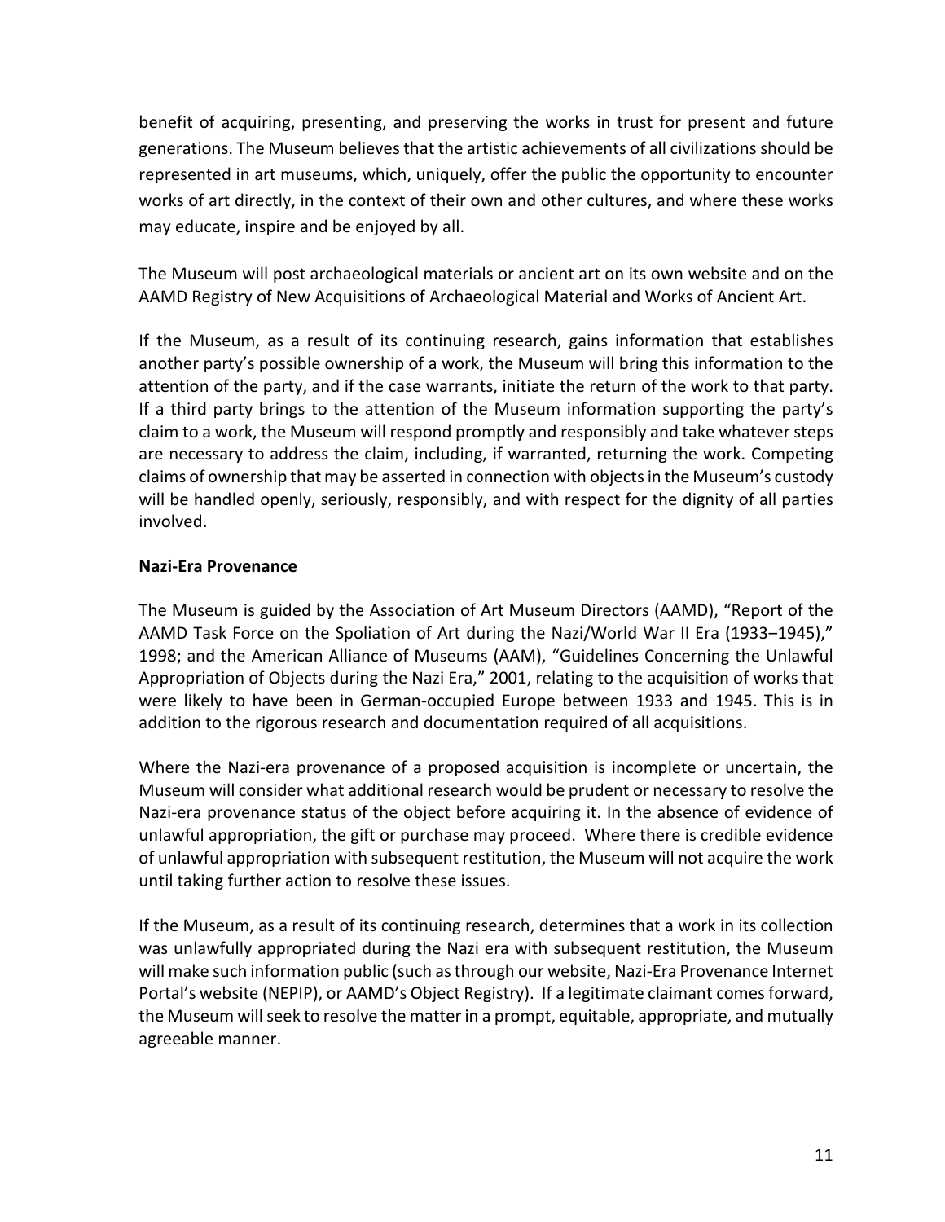benefit of acquiring, presenting, and preserving the works in trust for present and future generations. The Museum believes that the artistic achievements of all civilizations should be represented in art museums, which, uniquely, offer the public the opportunity to encounter works of art directly, in the context of their own and other cultures, and where these works may educate, inspire and be enjoyed by all.

The Museum will post archaeological materials or ancient art on its own website and on the AAMD Registry of New Acquisitions of Archaeological Material and Works of Ancient Art.

If the Museum, as a result of its continuing research, gains information that establishes another party's possible ownership of a work, the Museum will bring this information to the attention of the party, and if the case warrants, initiate the return of the work to that party. If a third party brings to the attention of the Museum information supporting the party's claim to a work, the Museum will respond promptly and responsibly and take whatever steps are necessary to address the claim, including, if warranted, returning the work. Competing claims of ownership that may be asserted in connection with objects in the Museum's custody will be handled openly, seriously, responsibly, and with respect for the dignity of all parties involved.

**Nazi-Era Provenance**

The Museum is guided by the Association of Art Museum Directors (AAMD), "Report of the AAMD Task Force on the Spoliation of Art during the Nazi/World War II Era (1933–1945)," 1998; and the American Alliance of Museums (AAM), "Guidelines Concerning the Unlawful Appropriation of Objects during the Nazi Era," 2001, relating to the acquisition of works that were likely to have been in German-occupied Europe between 1933 and 1945. This is in addition to the rigorous research and documentation required of all acquisitions.

Where the Nazi-era provenance of a proposed acquisition is incomplete or uncertain, the Museum will consider what additional research would be prudent or necessary to resolve the Nazi-era provenance status of the object before acquiring it. In the absence of evidence of unlawful appropriation, the gift or purchase may proceed. Where there is credible evidence of unlawful appropriation with subsequent restitution, the Museum will not acquire the work until taking further action to resolve these issues.

If the Museum, as a result of its continuing research, determines that a work in its collection was unlawfully appropriated during the Nazi era with subsequent restitution, the Museum will make such information public (such as through our website, Nazi-Era Provenance Internet Portal's website (NEPIP), or AAMD's Object Registry). If a legitimate claimant comes forward, the Museum will seek to resolve the matter in a prompt, equitable, appropriate, and mutually agreeable manner.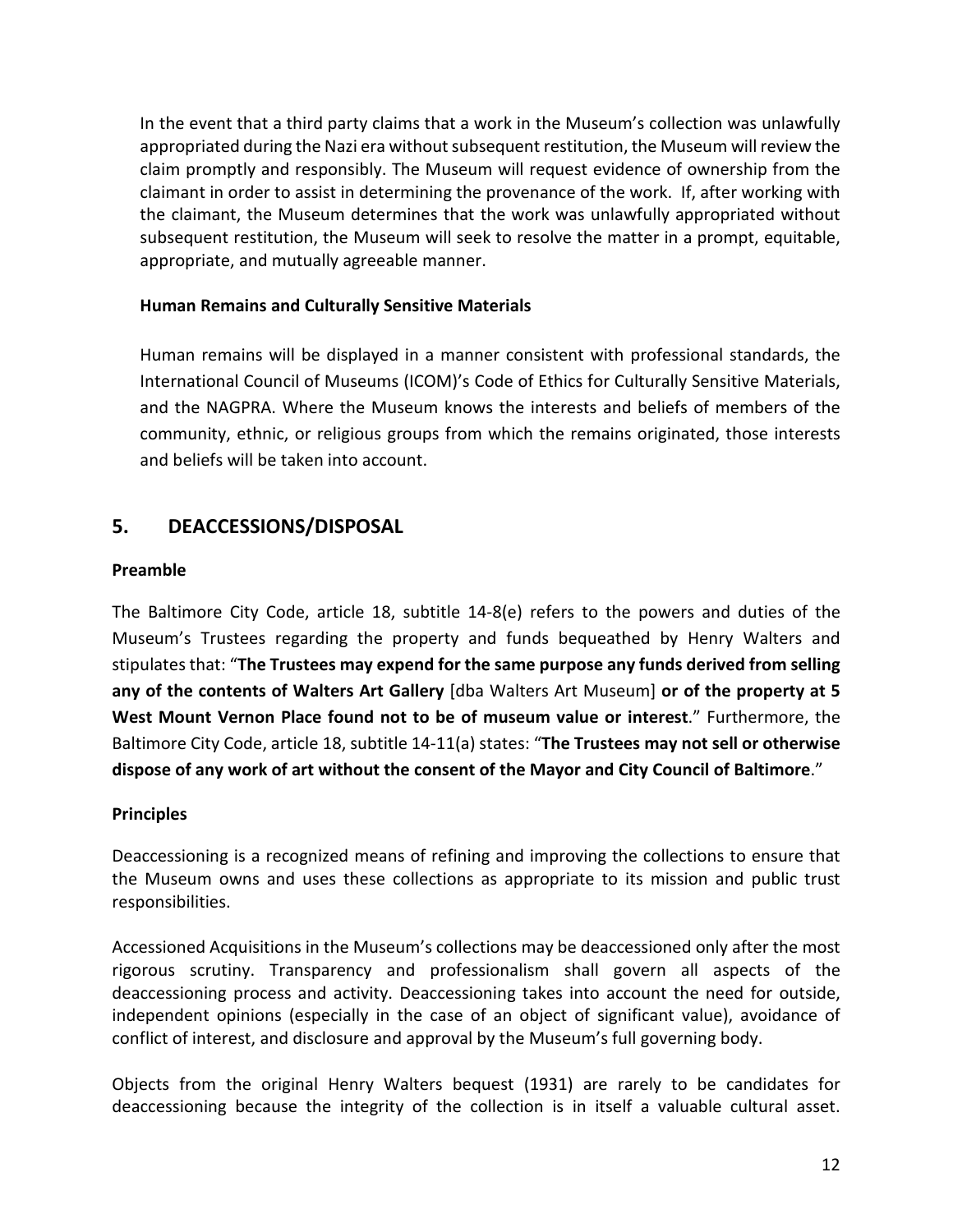In the event that a third party claims that a work in the Museum's collection was unlawfully appropriated during the Nazi era without subsequent restitution, the Museum will review the claim promptly and responsibly. The Museum will request evidence of ownership from the claimant in order to assist in determining the provenance of the work. If, after working with the claimant, the Museum determines that the work was unlawfully appropriated without subsequent restitution, the Museum will seek to resolve the matter in a prompt, equitable, appropriate, and mutually agreeable manner.

**Human Remains and Culturally Sensitive Materials**

Human remains will be displayed in a manner consistent with professional standards, the International Council of Museums (ICOM)'s Code of Ethics for Culturally Sensitive Materials, and the NAGPRA. Where the Museum knows the interests and beliefs of members of the community, ethnic, or religious groups from which the remains originated, those interests and beliefs will be taken into account.

## 5. DEACCESSIONS/DISPOSAL

**Preamble**

The Baltimore City Code, article 18, subtitle 14-8(e) refers to the powers and duties of the Museum's Trustees regarding the property and funds bequeathed by Henry Walters and stipulates that: "**The Trustees may expend for the same purpose any funds derived from selling any of the contents of Walters Art Gallery** [dba Walters Art Museum] **or of the property at 5 West Mount Vernon Place found not to be of museum value or interest**." Furthermore, the Baltimore City Code, article 18, subtitle 14-11(a) states: "**The Trustees may not sell or otherwise dispose of any work of art without the consent of the Mayor and City Council of Baltimore**."

**Principles**

Deaccessioning is a recognized means of refining and improving the collections to ensure that the Museum owns and uses these collections as appropriate to its mission and public trust responsibilities.

Accessioned Acquisitions in the Museum's collections may be deaccessioned only after the most rigorous scrutiny. Transparency and professionalism shall govern all aspects of the deaccessioning process and activity. Deaccessioning takes into account the need for outside, independent opinions (especially in the case of an object of significant value), avoidance of conflict of interest, and disclosure and approval by the Museum's full governing body.

Objects from the original Henry Walters bequest (1931) are rarely to be candidates for deaccessioning because the integrity of the collection is in itself a valuable cultural asset.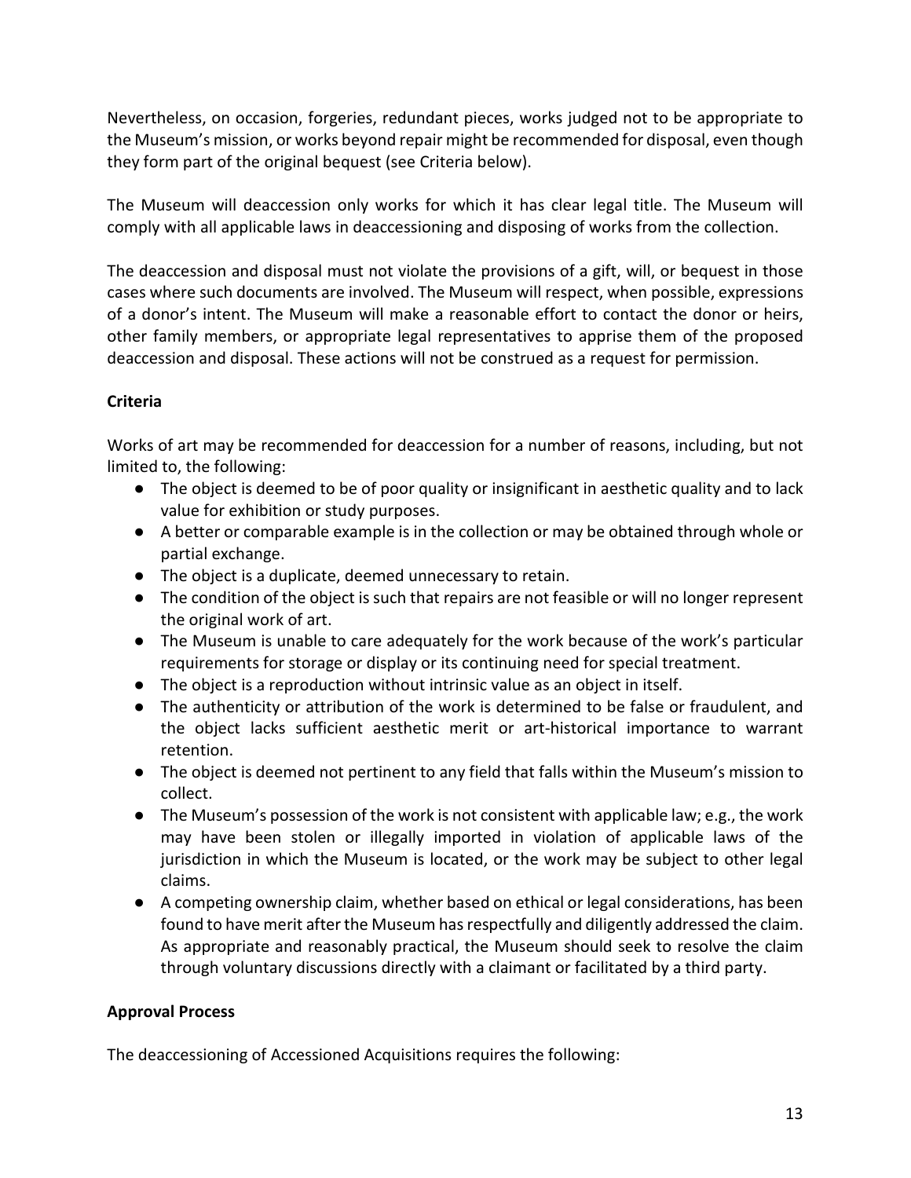Nevertheless, on occasion, forgeries, redundant pieces, works judged not to be appropriate to the Museum's mission, or works beyond repair might be recommended for disposal, even though they form part of the original bequest (see Criteria below).

The Museum will deaccession only works for which it has clear legal title. The Museum will comply with all applicable laws in deaccessioning and disposing of works from the collection.

The deaccession and disposal must not violate the provisions of a gift, will, or bequest in those cases where such documents are involved. The Museum will respect, when possible, expressions of a donor's intent. The Museum will make a reasonable effort to contact the donor or heirs, other family members, or appropriate legal representatives to apprise them of the proposed deaccession and disposal. These actions will not be construed as a request for permission.

**Criteria**

Works of art may be recommended for deaccession for a number of reasons, including, but not limited to, the following:

- The object is deemed to be of poor quality or insignificant in aesthetic quality and to lack value for exhibition or study purposes.
- A better or comparable example is in the collection or may be obtained through whole or partial exchange.
- The object is a duplicate, deemed unnecessary to retain.
- The condition of the object is such that repairs are not feasible or will no longer represent the original work of art.
- The Museum is unable to care adequately for the work because of the work's particular requirements for storage or display or its continuing need for special treatment.
- The object is a reproduction without intrinsic value as an object in itself.
- The authenticity or attribution of the work is determined to be false or fraudulent, and the object lacks sufficient aesthetic merit or art-historical importance to warrant retention.
- The object is deemed not pertinent to any field that falls within the Museum's mission to collect.
- The Museum's possession of the work is not consistent with applicable law; e.g., the work may have been stolen or illegally imported in violation of applicable laws of the jurisdiction in which the Museum is located, or the work may be subject to other legal claims.
- A competing ownership claim, whether based on ethical or legal considerations, has been found to have merit after the Museum has respectfully and diligently addressed the claim. As appropriate and reasonably practical, the Museum should seek to resolve the claim through voluntary discussions directly with a claimant or facilitated by a third party.

**Approval Process**

The deaccessioning of Accessioned Acquisitions requires the following: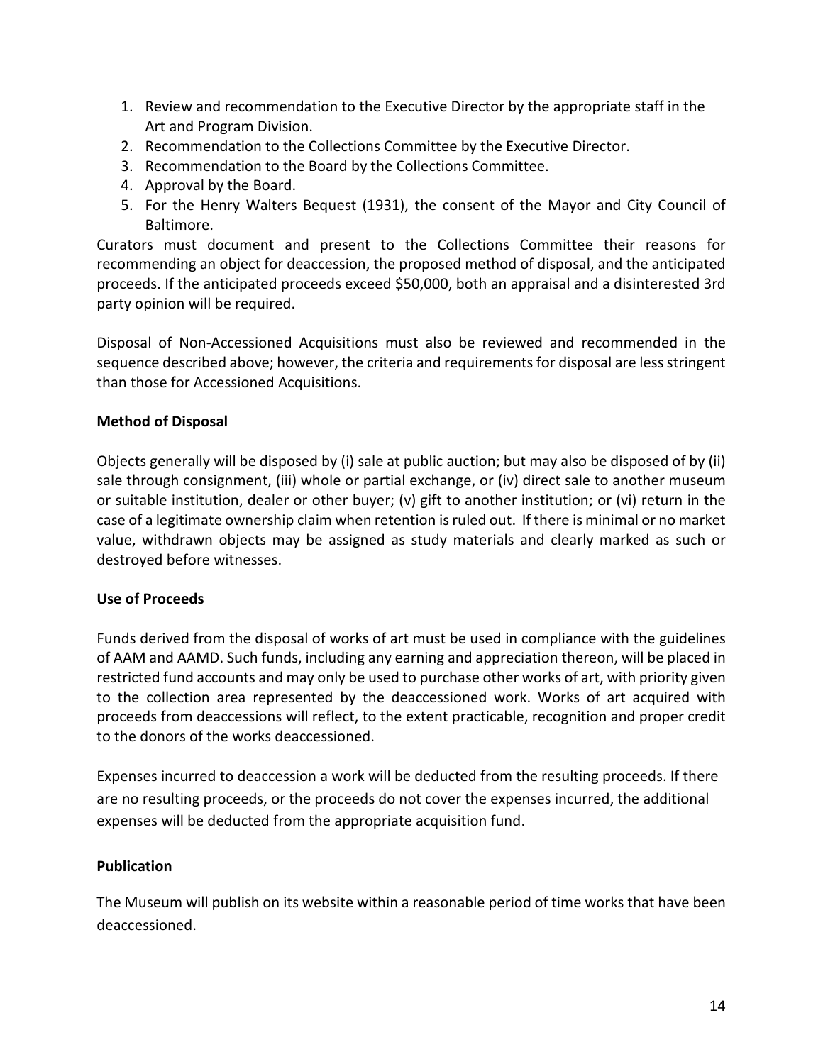1. Review and recommendation to the Executive Director by the appropriate staff in the Art and Program Division.
2. Recommendation to the Collections Committee by the Executive Director.
3. Recommendation to the Board by the Collections Committee.
4. Approval by the Board.
5. For the Henry Walters Bequest (1931), the consent of the Mayor and City Council of Baltimore.

Curators must document and present to the Collections Committee their reasons for recommending an object for deaccession, the proposed method of disposal, and the anticipated proceeds. If the anticipated proceeds exceed $50,000, both an appraisal and a disinterested 3rd party opinion will be required.

Disposal of Non-Accessioned Acquisitions must also be reviewed and recommended in the sequence described above; however, the criteria and requirements for disposal are less stringent than those for Accessioned Acquisitions.

**Method of Disposal**

Objects generally will be disposed by (i) sale at public auction; but may also be disposed of by (ii) sale through consignment, (iii) whole or partial exchange, or (iv) direct sale to another museum or suitable institution, dealer or other buyer; (v) gift to another institution; or (vi) return in the case of a legitimate ownership claim when retention is ruled out. If there is minimal or no market value, withdrawn objects may be assigned as study materials and clearly marked as such or destroyed before witnesses.

**Use of Proceeds**

Funds derived from the disposal of works of art must be used in compliance with the guidelines of AAM and AAMD. Such funds, including any earning and appreciation thereon, will be placed in restricted fund accounts and may only be used to purchase other works of art, with priority given to the collection area represented by the deaccessioned work. Works of art acquired with proceeds from deaccessions will reflect, to the extent practicable, recognition and proper credit to the donors of the works deaccessioned.

Expenses incurred to deaccession a work will be deducted from the resulting proceeds. If there are no resulting proceeds, or the proceeds do not cover the expenses incurred, the additional expenses will be deducted from the appropriate acquisition fund.

**Publication**

The Museum will publish on its website within a reasonable period of time works that have been deaccessioned.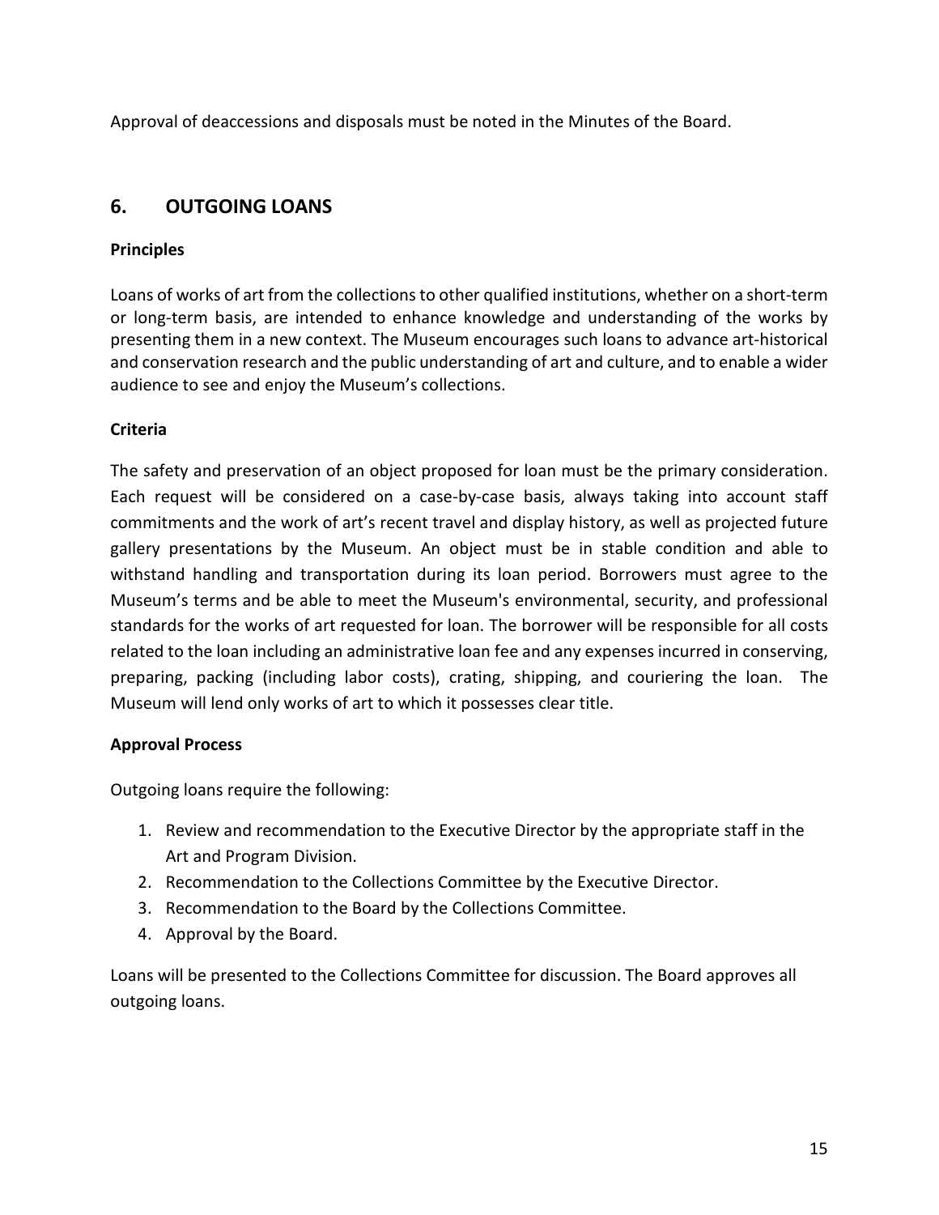Approval of deaccessions and disposals must be noted in the Minutes of the Board.

## 6. OUTGOING LOANS

**Principles**

Loans of works of art from the collections to other qualified institutions, whether on a short-term or long-term basis, are intended to enhance knowledge and understanding of the works by presenting them in a new context. The Museum encourages such loans to advance art-historical and conservation research and the public understanding of art and culture, and to enable a wider audience to see and enjoy the Museum's collections.

**Criteria**

The safety and preservation of an object proposed for loan must be the primary consideration. Each request will be considered on a case-by-case basis, always taking into account staff commitments and the work of art's recent travel and display history, as well as projected future gallery presentations by the Museum. An object must be in stable condition and able to withstand handling and transportation during its loan period. Borrowers must agree to the Museum's terms and be able to meet the Museum's environmental, security, and professional standards for the works of art requested for loan. The borrower will be responsible for all costs related to the loan including an administrative loan fee and any expenses incurred in conserving, preparing, packing (including labor costs), crating, shipping, and couriering the loan. The Museum will lend only works of art to which it possesses clear title.

**Approval Process**

Outgoing loans require the following:

1. Review and recommendation to the Executive Director by the appropriate staff in the Art and Program Division.
2. Recommendation to the Collections Committee by the Executive Director.
3. Recommendation to the Board by the Collections Committee.
4. Approval by the Board.

Loans will be presented to the Collections Committee for discussion. The Board approves all outgoing loans.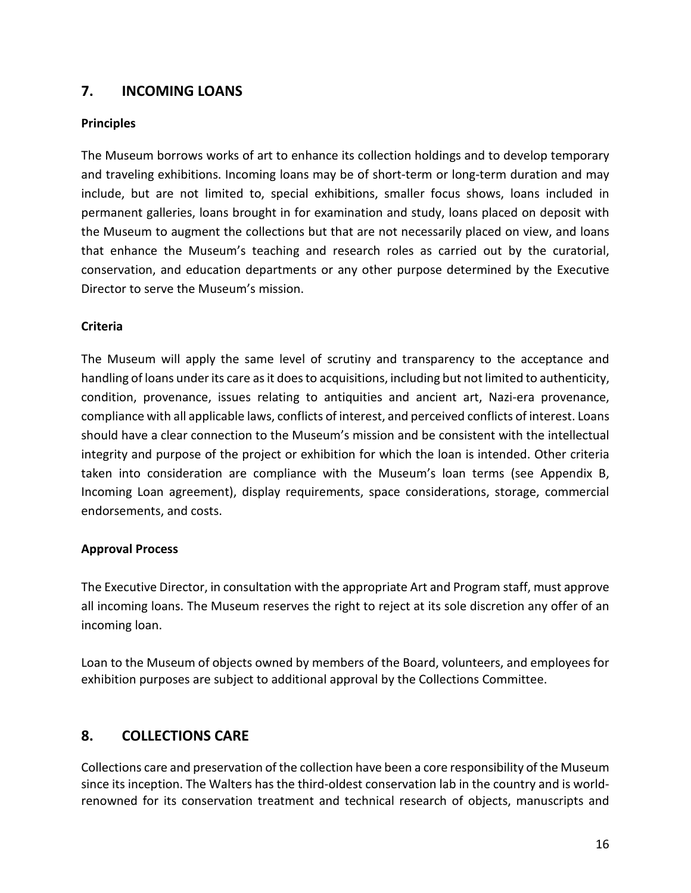## 7. INCOMING LOANS

**Principles**

The Museum borrows works of art to enhance its collection holdings and to develop temporary and traveling exhibitions. Incoming loans may be of short-term or long-term duration and may include, but are not limited to, special exhibitions, smaller focus shows, loans included in permanent galleries, loans brought in for examination and study, loans placed on deposit with the Museum to augment the collections but that are not necessarily placed on view, and loans that enhance the Museum's teaching and research roles as carried out by the curatorial, conservation, and education departments or any other purpose determined by the Executive Director to serve the Museum's mission.

**Criteria**

The Museum will apply the same level of scrutiny and transparency to the acceptance and handling of loans under its care as it does to acquisitions, including but not limited to authenticity, condition, provenance, issues relating to antiquities and ancient art, Nazi-era provenance, compliance with all applicable laws, conflicts of interest, and perceived conflicts of interest. Loans should have a clear connection to the Museum's mission and be consistent with the intellectual integrity and purpose of the project or exhibition for which the loan is intended. Other criteria taken into consideration are compliance with the Museum's loan terms (see Appendix B, Incoming Loan agreement), display requirements, space considerations, storage, commercial endorsements, and costs.

**Approval Process**

The Executive Director, in consultation with the appropriate Art and Program staff, must approve all incoming loans. The Museum reserves the right to reject at its sole discretion any offer of an incoming loan.

Loan to the Museum of objects owned by members of the Board, volunteers, and employees for exhibition purposes are subject to additional approval by the Collections Committee.

## 8. COLLECTIONS CARE

Collections care and preservation of the collection have been a core responsibility of the Museum since its inception. The Walters has the third-oldest conservation lab in the country and is world-renowned for its conservation treatment and technical research of objects, manuscripts and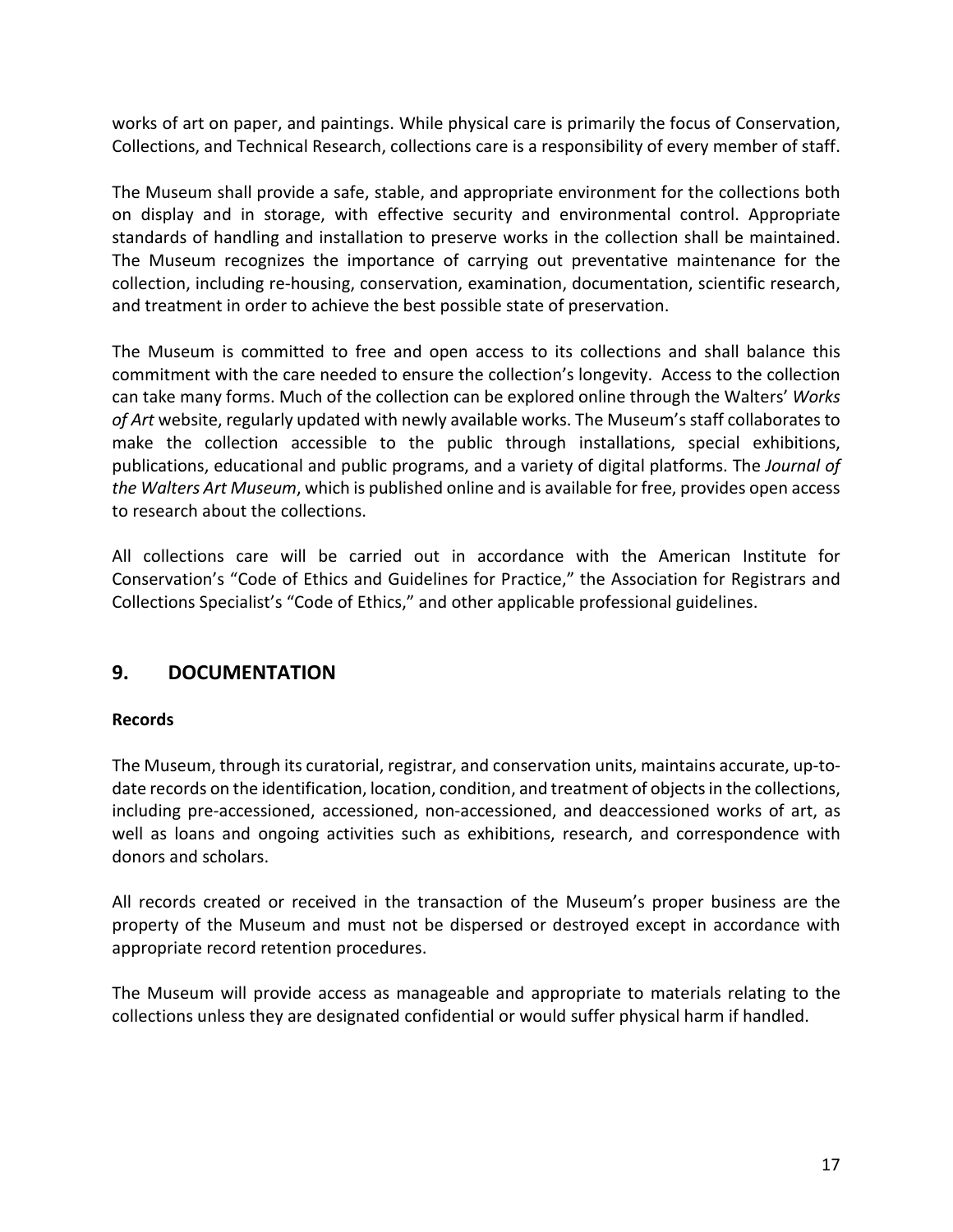works of art on paper, and paintings. While physical care is primarily the focus of Conservation, Collections, and Technical Research, collections care is a responsibility of every member of staff.

The Museum shall provide a safe, stable, and appropriate environment for the collections both on display and in storage, with effective security and environmental control. Appropriate standards of handling and installation to preserve works in the collection shall be maintained. The Museum recognizes the importance of carrying out preventative maintenance for the collection, including re-housing, conservation, examination, documentation, scientific research, and treatment in order to achieve the best possible state of preservation.

The Museum is committed to free and open access to its collections and shall balance this commitment with the care needed to ensure the collection's longevity. Access to the collection can take many forms. Much of the collection can be explored online through the Walters' *Works of Art* website, regularly updated with newly available works. The Museum's staff collaborates to make the collection accessible to the public through installations, special exhibitions, publications, educational and public programs, and a variety of digital platforms. The *Journal of the Walters Art Museum*, which is published online and is available for free, provides open access to research about the collections.

All collections care will be carried out in accordance with the American Institute for Conservation's "Code of Ethics and Guidelines for Practice," the Association for Registrars and Collections Specialist's "Code of Ethics," and other applicable professional guidelines.

## 9. DOCUMENTATION

**Records**

The Museum, through its curatorial, registrar, and conservation units, maintains accurate, up-to-date records on the identification, location, condition, and treatment of objects in the collections, including pre-accessioned, accessioned, non-accessioned, and deaccessioned works of art, as well as loans and ongoing activities such as exhibitions, research, and correspondence with donors and scholars.

All records created or received in the transaction of the Museum's proper business are the property of the Museum and must not be dispersed or destroyed except in accordance with appropriate record retention procedures.

The Museum will provide access as manageable and appropriate to materials relating to the collections unless they are designated confidential or would suffer physical harm if handled.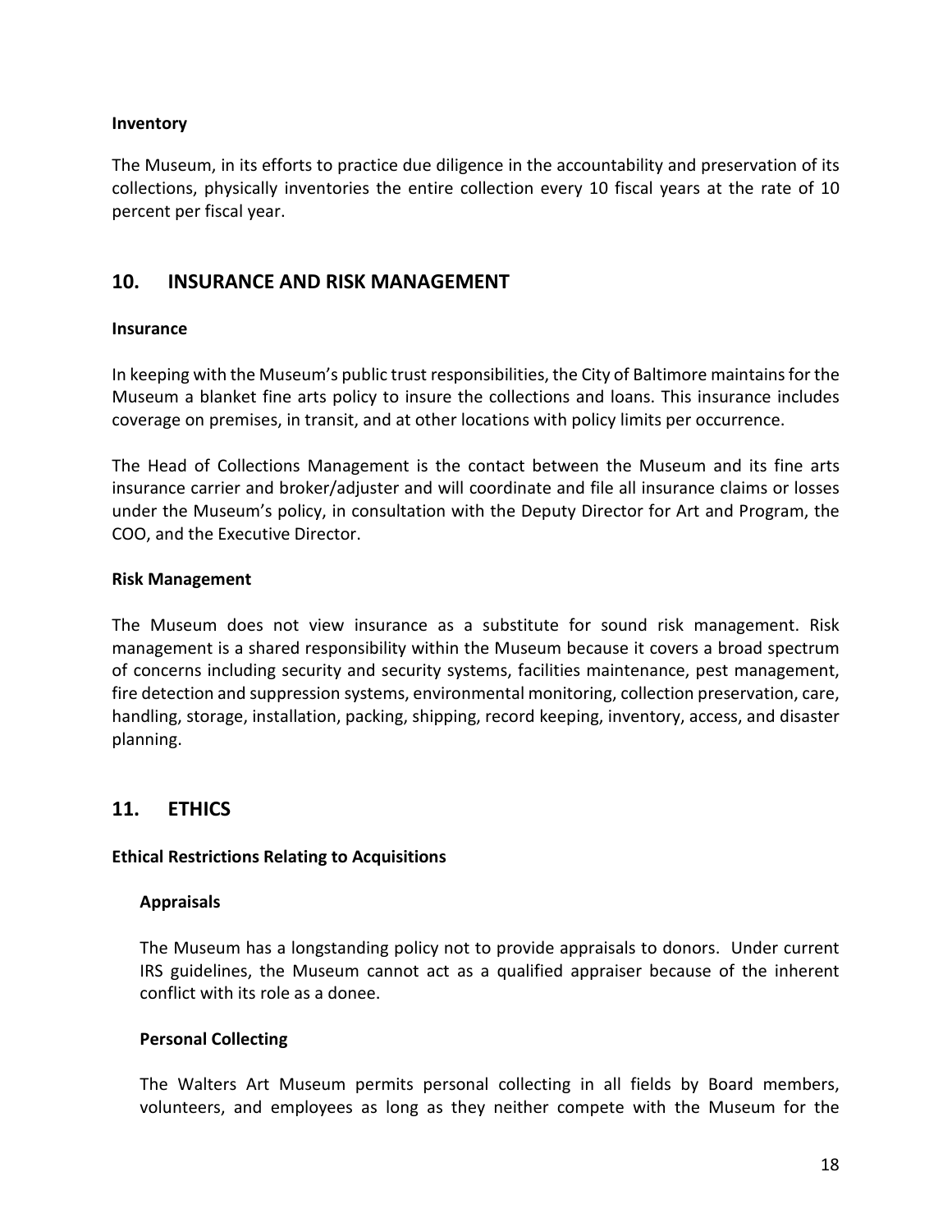**Inventory**

The Museum, in its efforts to practice due diligence in the accountability and preservation of its collections, physically inventories the entire collection every 10 fiscal years at the rate of 10 percent per fiscal year.

## 10. INSURANCE AND RISK MANAGEMENT

**Insurance**

In keeping with the Museum's public trust responsibilities, the City of Baltimore maintains for the Museum a blanket fine arts policy to insure the collections and loans. This insurance includes coverage on premises, in transit, and at other locations with policy limits per occurrence.

The Head of Collections Management is the contact between the Museum and its fine arts insurance carrier and broker/adjuster and will coordinate and file all insurance claims or losses under the Museum's policy, in consultation with the Deputy Director for Art and Program, the COO, and the Executive Director.

**Risk Management**

The Museum does not view insurance as a substitute for sound risk management. Risk management is a shared responsibility within the Museum because it covers a broad spectrum of concerns including security and security systems, facilities maintenance, pest management, fire detection and suppression systems, environmental monitoring, collection preservation, care, handling, storage, installation, packing, shipping, record keeping, inventory, access, and disaster planning.

## 11. ETHICS

**Ethical Restrictions Relating to Acquisitions**

**Appraisals**

The Museum has a longstanding policy not to provide appraisals to donors. Under current IRS guidelines, the Museum cannot act as a qualified appraiser because of the inherent conflict with its role as a donee.

**Personal Collecting**

The Walters Art Museum permits personal collecting in all fields by Board members, volunteers, and employees as long as they neither compete with the Museum for the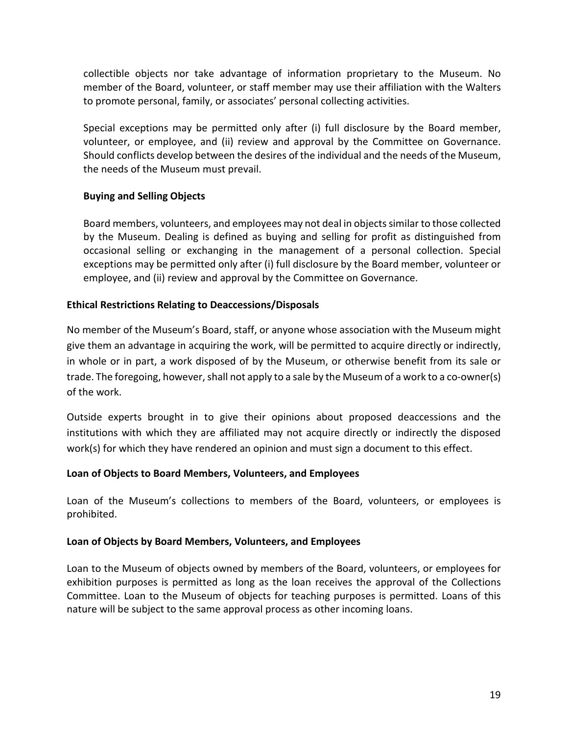collectible objects nor take advantage of information proprietary to the Museum. No member of the Board, volunteer, or staff member may use their affiliation with the Walters to promote personal, family, or associates' personal collecting activities.

Special exceptions may be permitted only after (i) full disclosure by the Board member, volunteer, or employee, and (ii) review and approval by the Committee on Governance. Should conflicts develop between the desires of the individual and the needs of the Museum, the needs of the Museum must prevail.

**Buying and Selling Objects**

Board members, volunteers, and employees may not deal in objects similar to those collected by the Museum. Dealing is defined as buying and selling for profit as distinguished from occasional selling or exchanging in the management of a personal collection. Special exceptions may be permitted only after (i) full disclosure by the Board member, volunteer or employee, and (ii) review and approval by the Committee on Governance.

**Ethical Restrictions Relating to Deaccessions/Disposals**

No member of the Museum's Board, staff, or anyone whose association with the Museum might give them an advantage in acquiring the work, will be permitted to acquire directly or indirectly, in whole or in part, a work disposed of by the Museum, or otherwise benefit from its sale or trade. The foregoing, however, shall not apply to a sale by the Museum of a work to a co-owner(s) of the work.

Outside experts brought in to give their opinions about proposed deaccessions and the institutions with which they are affiliated may not acquire directly or indirectly the disposed work(s) for which they have rendered an opinion and must sign a document to this effect.

**Loan of Objects to Board Members, Volunteers, and Employees**

Loan of the Museum's collections to members of the Board, volunteers, or employees is prohibited.

**Loan of Objects by Board Members, Volunteers, and Employees**

Loan to the Museum of objects owned by members of the Board, volunteers, or employees for exhibition purposes is permitted as long as the loan receives the approval of the Collections Committee. Loan to the Museum of objects for teaching purposes is permitted. Loans of this nature will be subject to the same approval process as other incoming loans.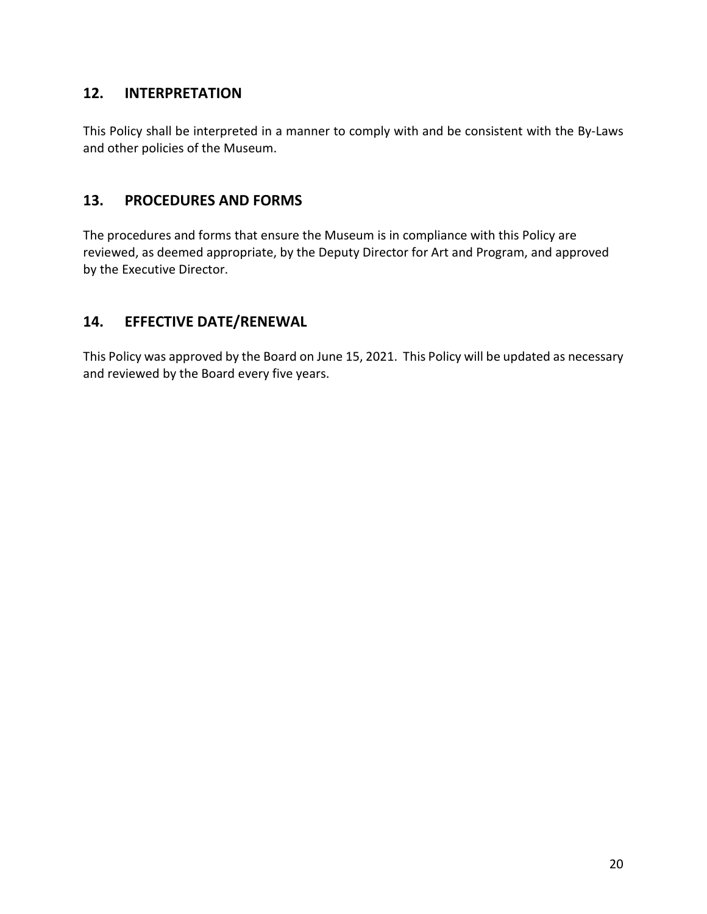## 12. INTERPRETATION

This Policy shall be interpreted in a manner to comply with and be consistent with the By-Laws and other policies of the Museum.

## 13. PROCEDURES AND FORMS

The procedures and forms that ensure the Museum is in compliance with this Policy are reviewed, as deemed appropriate, by the Deputy Director for Art and Program, and approved by the Executive Director.

## 14. EFFECTIVE DATE/RENEWAL

This Policy was approved by the Board on June 15, 2021. This Policy will be updated as necessary and reviewed by the Board every five years.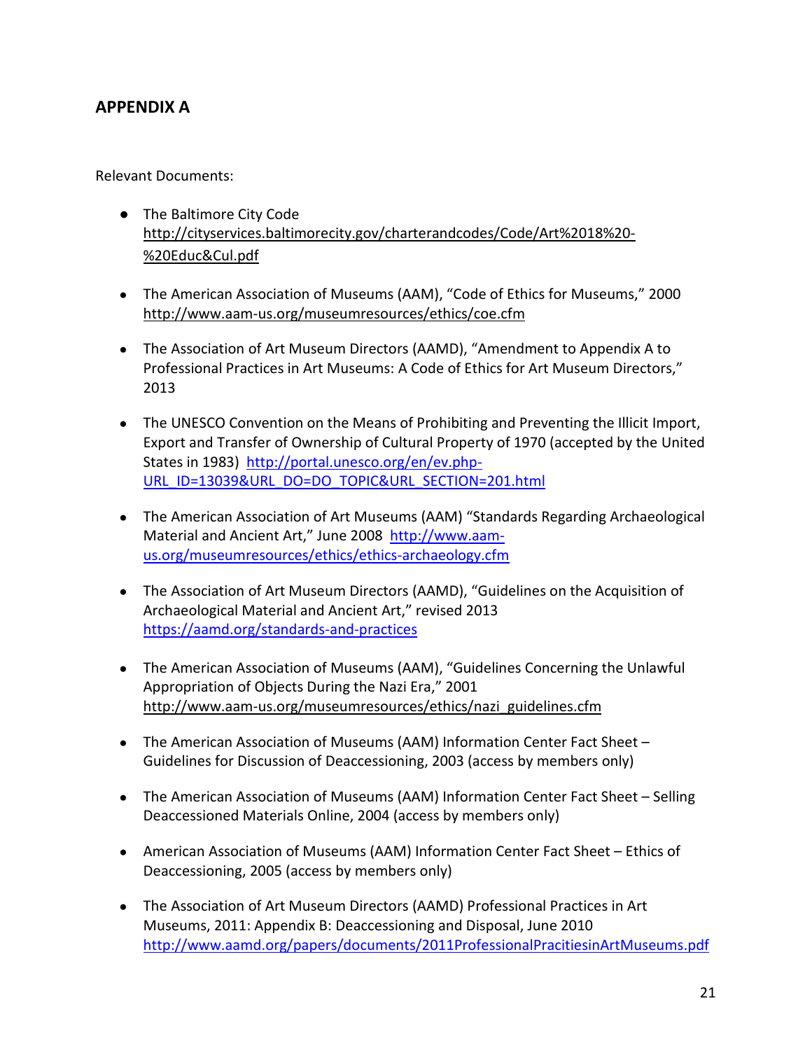## APPENDIX A

Relevant Documents:

- The Baltimore City Code http://cityservices.baltimorecity.gov/charterandcodes/Code/Art%2018%20-%20Educ&Cul.pdf

- The American Association of Museums (AAM), "Code of Ethics for Museums," 2000 http://www.aam-us.org/museumresources/ethics/coe.cfm

- The Association of Art Museum Directors (AAMD), "Amendment to Appendix A to Professional Practices in Art Museums: A Code of Ethics for Art Museum Directors," 2013

- The UNESCO Convention on the Means of Prohibiting and Preventing the Illicit Import, Export and Transfer of Ownership of Cultural Property of 1970 (accepted by the United States in 1983) http://portal.unesco.org/en/ev.php-URL_ID=13039&URL_DO=DO_TOPIC&URL_SECTION=201.html

- The American Association of Art Museums (AAM) "Standards Regarding Archaeological Material and Ancient Art," June 2008 http://www.aam-us.org/museumresources/ethics/ethics-archaeology.cfm

- The Association of Art Museum Directors (AAMD), "Guidelines on the Acquisition of Archaeological Material and Ancient Art," revised 2013 https://aamd.org/standards-and-practices

- The American Association of Museums (AAM), "Guidelines Concerning the Unlawful Appropriation of Objects During the Nazi Era," 2001 http://www.aam-us.org/museumresources/ethics/nazi_guidelines.cfm

- The American Association of Museums (AAM) Information Center Fact Sheet – Guidelines for Discussion of Deaccessioning, 2003 (access by members only)

- The American Association of Museums (AAM) Information Center Fact Sheet – Selling Deaccessioned Materials Online, 2004 (access by members only)

- American Association of Museums (AAM) Information Center Fact Sheet – Ethics of Deaccessioning, 2005 (access by members only)

- The Association of Art Museum Directors (AAMD) Professional Practices in Art Museums, 2011: Appendix B: Deaccessioning and Disposal, June 2010 http://www.aamd.org/papers/documents/2011ProfessionalPracitiesinArtMuseums.pdf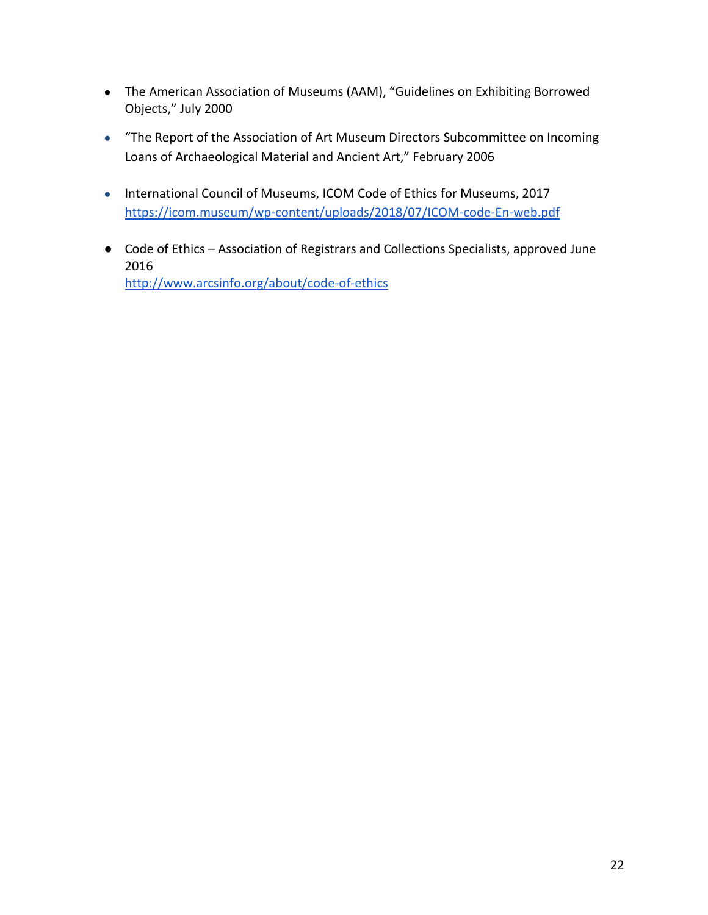- The American Association of Museums (AAM), "Guidelines on Exhibiting Borrowed Objects," July 2000
- "The Report of the Association of Art Museum Directors Subcommittee on Incoming Loans of Archaeological Material and Ancient Art," February 2006
- International Council of Museums, ICOM Code of Ethics for Museums, 2017 https://icom.museum/wp-content/uploads/2018/07/ICOM-code-En-web.pdf
- Code of Ethics – Association of Registrars and Collections Specialists, approved June 2016 http://www.arcsinfo.org/about/code-of-ethics